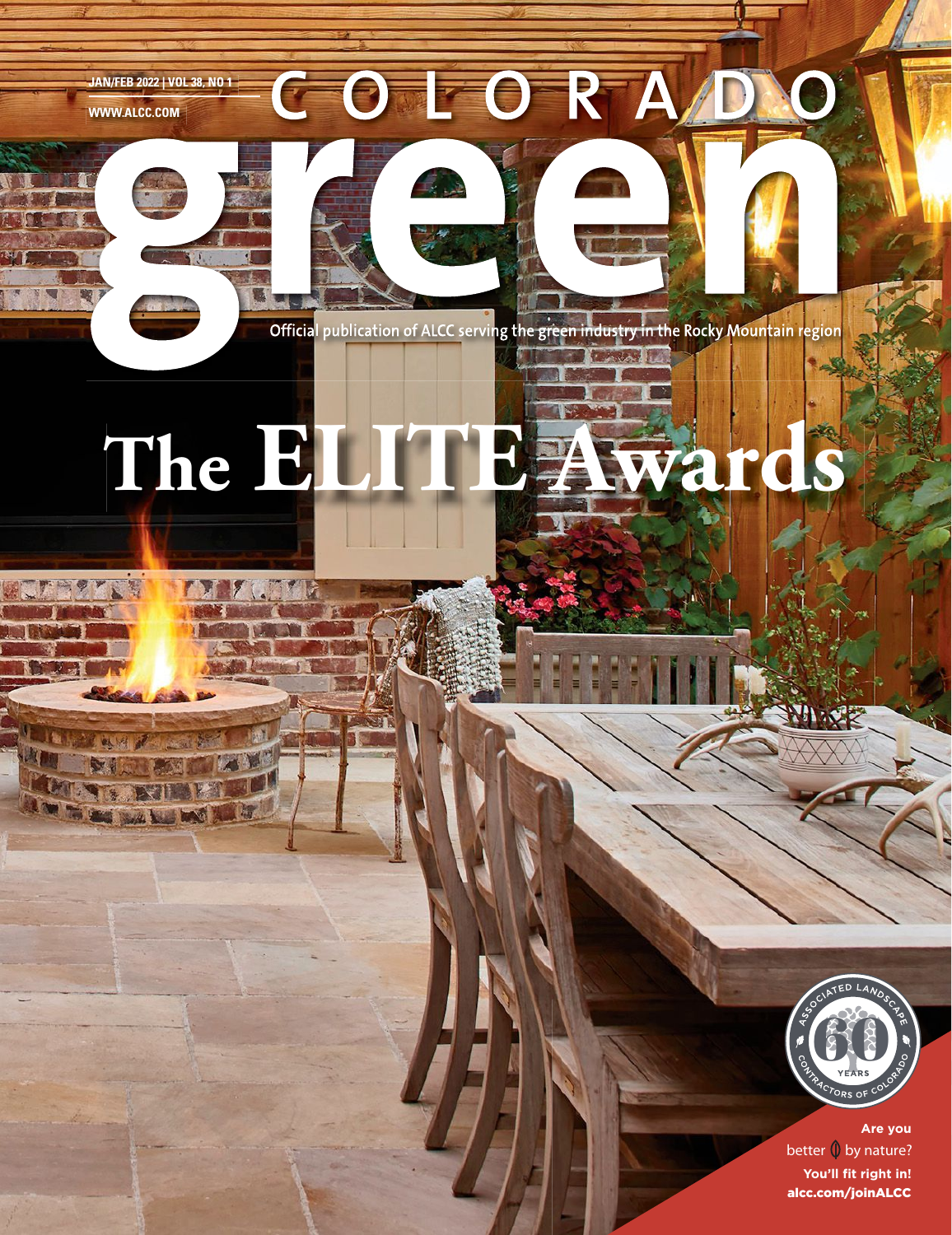JAN/FEB 2022 | VOL 38, NO 1

WWW.ALCC.COM

# COLORADO green

Official publication of ALCC serving the green industry in the Rocky Mountain region

# The ELITE Awards

ASSOCIATED LANDSCAPE CONTRACTORS OF COLORADO 60 YEARS

**Are you** better by nature?

**You'll fit right in!**

**alcc.com/joinALCC**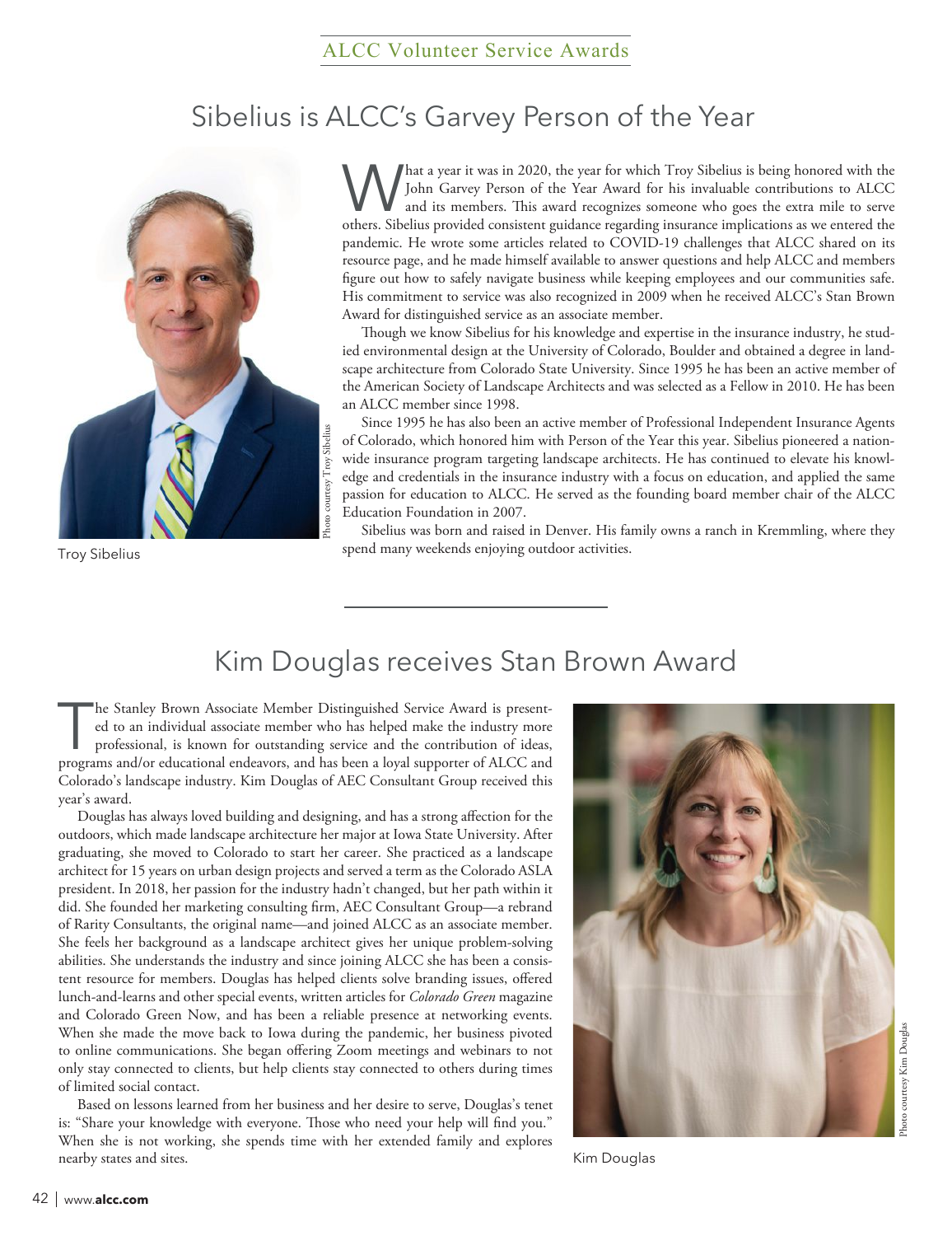ALCC Volunteer Service Awards

# Sibelius is ALCC's Garvey Person of the Year

Troy Sibelius

Photo courtesy Troy Sibelius

What a year it was in 2020, the year for which Troy Sibelius is being honored with the John Garvey Person of the Year Award for his invaluable contributions to ALCC and its members. This award recognizes someone who goes the extra mile to serve others. Sibelius provided consistent guidance regarding insurance implications as we entered the pandemic. He wrote some articles related to COVID-19 challenges that ALCC shared on its resource page, and he made himself available to answer questions and help ALCC and members figure out how to safely navigate business while keeping employees and our communities safe. His commitment to service was also recognized in 2009 when he received ALCC's Stan Brown Award for distinguished service as an associate member.

Though we know Sibelius for his knowledge and expertise in the insurance industry, he studied environmental design at the University of Colorado, Boulder and obtained a degree in landscape architecture from Colorado State University. Since 1995 he has been an active member of the American Society of Landscape Architects and was selected as a Fellow in 2010. He has been an ALCC member since 1998.

Since 1995 he has also been an active member of Professional Independent Insurance Agents of Colorado, which honored him with Person of the Year this year. Sibelius pioneered a nationwide insurance program targeting landscape architects. He has continued to elevate his knowledge and credentials in the insurance industry with a focus on education, and applied the same passion for education to ALCC. He served as the founding board member chair of the ALCC Education Foundation in 2007.

Sibelius was born and raised in Denver. His family owns a ranch in Kremmling, where they spend many weekends enjoying outdoor activities.

# Kim Douglas receives Stan Brown Award

The Stanley Brown Associate Member Distinguished Service Award is presented to an individual associate member who has helped make the industry more professional, is known for outstanding service and the contribution of ideas, programs and/or educational endeavors, and has been a loyal supporter of ALCC and Colorado's landscape industry. Kim Douglas of AEC Consultant Group received this year's award.

Douglas has always loved building and designing, and has a strong affection for the outdoors, which made landscape architecture her major at Iowa State University. After graduating, she moved to Colorado to start her career. She practiced as a landscape architect for 15 years on urban design projects and served a term as the Colorado ASLA president. In 2018, her passion for the industry hadn't changed, but her path within it did. She founded her marketing consulting firm, AEC Consultant Group—a rebrand of Rarity Consultants, the original name—and joined ALCC as an associate member. She feels her background as a landscape architect gives her unique problem-solving abilities. She understands the industry and since joining ALCC she has been a consistent resource for members. Douglas has helped clients solve branding issues, offered lunch-and-learns and other special events, written articles for *Colorado Green* magazine and Colorado Green Now, and has been a reliable presence at networking events. When she made the move back to Iowa during the pandemic, her business pivoted to online communications. She began offering Zoom meetings and webinars to not only stay connected to clients, but help clients stay connected to others during times of limited social contact.

Based on lessons learned from her business and her desire to serve, Douglas's tenet is: "Share your knowledge with everyone. Those who need your help will find you." When she is not working, she spends time with her extended family and explores nearby states and sites.

Kim Douglas

Photo courtesy Kim Douglas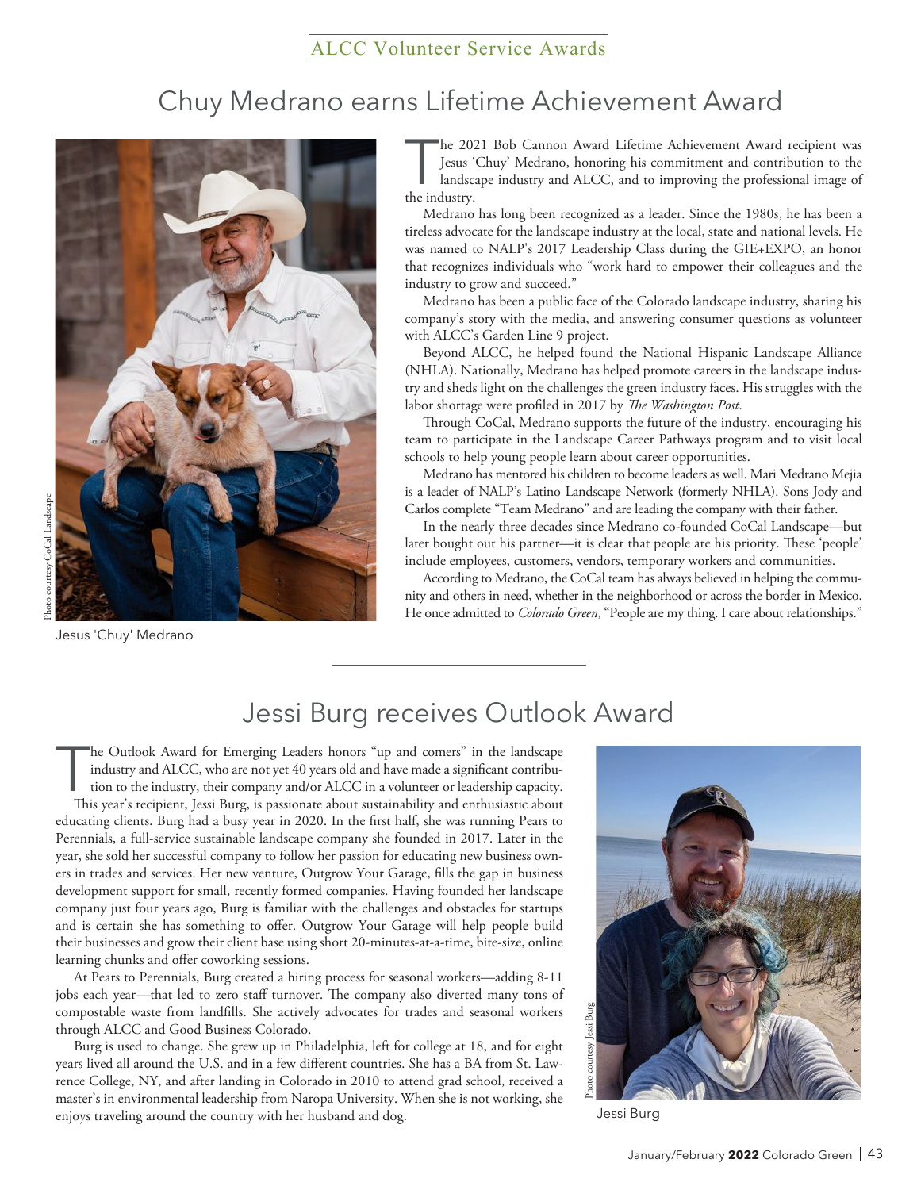ALCC Volunteer Service Awards

# Chuy Medrano earns Lifetime Achievement Award

Photo courtesy CoCal Landscape

Jesus 'Chuy' Medrano

The 2021 Bob Cannon Award Lifetime Achievement Award recipient was Jesus 'Chuy' Medrano, honoring his commitment and contribution to the landscape industry and ALCC, and to improving the professional image of the industry.

Medrano has long been recognized as a leader. Since the 1980s, he has been a tireless advocate for the landscape industry at the local, state and national levels. He was named to NALP's 2017 Leadership Class during the GIE+EXPO, an honor that recognizes individuals who "work hard to empower their colleagues and the industry to grow and succeed."

Medrano has been a public face of the Colorado landscape industry, sharing his company's story with the media, and answering consumer questions as volunteer with ALCC's Garden Line 9 project.

Beyond ALCC, he helped found the National Hispanic Landscape Alliance (NHLA). Nationally, Medrano has helped promote careers in the landscape industry and sheds light on the challenges the green industry faces. His struggles with the labor shortage were profiled in 2017 by *The Washington Post*.

Through CoCal, Medrano supports the future of the industry, encouraging his team to participate in the Landscape Career Pathways program and to visit local schools to help young people learn about career opportunities.

Medrano has mentored his children to become leaders as well. Mari Medrano Mejia is a leader of NALP's Latino Landscape Network (formerly NHLA). Sons Jody and Carlos complete "Team Medrano" and are leading the company with their father.

In the nearly three decades since Medrano co-founded CoCal Landscape—but later bought out his partner—it is clear that people are his priority. These 'people' include employees, customers, vendors, temporary workers and communities.

According to Medrano, the CoCal team has always believed in helping the community and others in need, whether in the neighborhood or across the border in Mexico. He once admitted to *Colorado Green*, "People are my thing. I care about relationships."

# Jessi Burg receives Outlook Award

The Outlook Award for Emerging Leaders honors "up and comers" in the landscape industry and ALCC, who are not yet 40 years old and have made a significant contribution to the industry, their company and/or ALCC in a volunteer or leadership capacity.

This year's recipient, Jessi Burg, is passionate about sustainability and enthusiastic about educating clients. Burg had a busy year in 2020. In the first half, she was running Pears to Perennials, a full-service sustainable landscape company she founded in 2017. Later in the year, she sold her successful company to follow her passion for educating new business owners in trades and services. Her new venture, Outgrow Your Garage, fills the gap in business development support for small, recently formed companies. Having founded her landscape company just four years ago, Burg is familiar with the challenges and obstacles for startups and is certain she has something to offer. Outgrow Your Garage will help people build their businesses and grow their client base using short 20-minutes-at-a-time, bite-size, online learning chunks and offer coworking sessions.

At Pears to Perennials, Burg created a hiring process for seasonal workers—adding 8-11 jobs each year—that led to zero staff turnover. The company also diverted many tons of compostable waste from landfills. She actively advocates for trades and seasonal workers through ALCC and Good Business Colorado.

Burg is used to change. She grew up in Philadelphia, left for college at 18, and for eight years lived all around the U.S. and in a few different countries. She has a BA from St. Lawrence College, NY, and after landing in Colorado in 2010 to attend grad school, received a master's in environmental leadership from Naropa University. When she is not working, she enjoys traveling around the country with her husband and dog.

Photo courtesy Jessi Burg

Jessi Burg